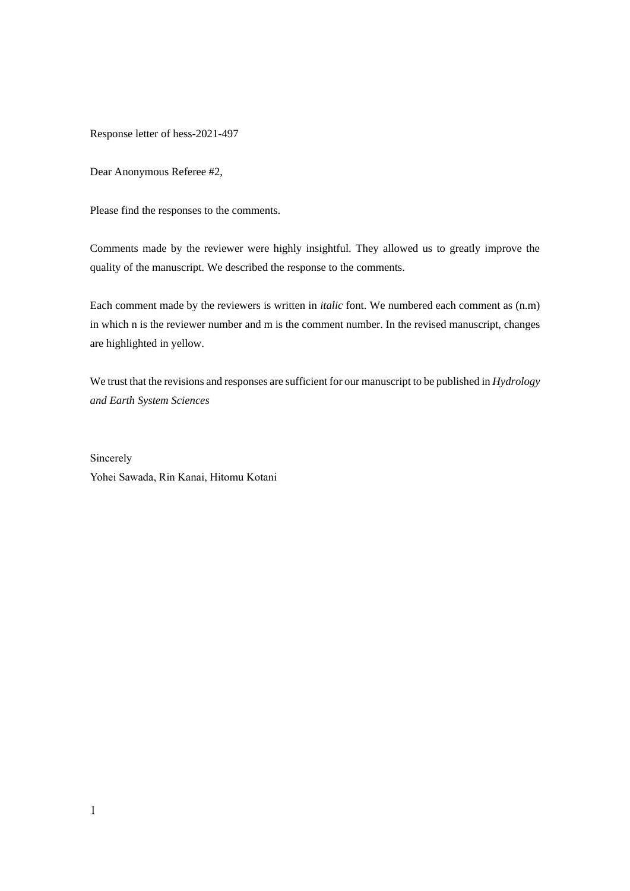Response letter of hess-2021-497

Dear Anonymous Referee #2,

Please find the responses to the comments.

Comments made by the reviewer were highly insightful. They allowed us to greatly improve the quality of the manuscript. We described the response to the comments.

Each comment made by the reviewers is written in *italic* font. We numbered each comment as (n.m) in which n is the reviewer number and m is the comment number. In the revised manuscript, changes are highlighted in yellow.

We trust that the revisions and responses are sufficient for our manuscript to be published in *Hydrology and Earth System Sciences*

Sincerely
Yohei Sawada, Rin Kanai, Hitomu Kotani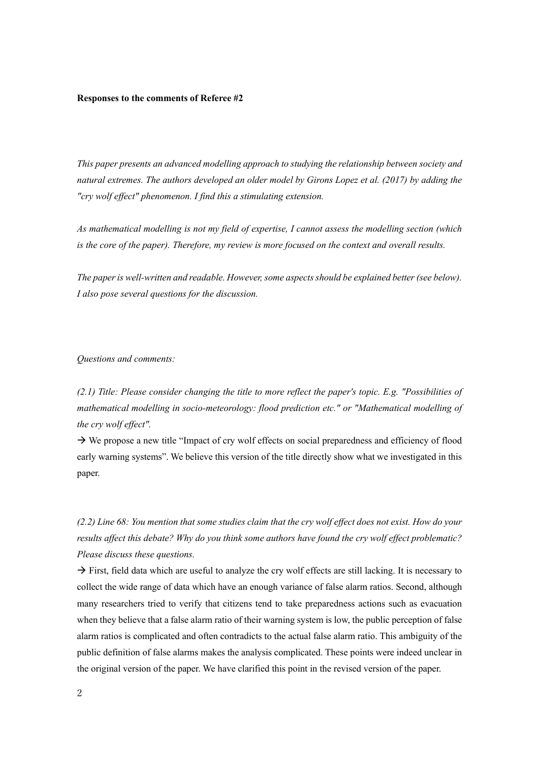**Responses to the comments of Referee #2**

*This paper presents an advanced modelling approach to studying the relationship between society and natural extremes. The authors developed an older model by Girons Lopez et al. (2017) by adding the "cry wolf effect" phenomenon. I find this a stimulating extension.*

*As mathematical modelling is not my field of expertise, I cannot assess the modelling section (which is the core of the paper). Therefore, my review is more focused on the context and overall results.*

*The paper is well-written and readable. However, some aspects should be explained better (see below). I also pose several questions for the discussion.*

*Questions and comments:*

*(2.1) Title: Please consider changing the title to more reflect the paper's topic. E.g. "Possibilities of mathematical modelling in socio-meteorology: flood prediction etc." or "Mathematical modelling of the cry wolf effect".*

→ We propose a new title "Impact of cry wolf effects on social preparedness and efficiency of flood early warning systems". We believe this version of the title directly show what we investigated in this paper.

*(2.2) Line 68: You mention that some studies claim that the cry wolf effect does not exist. How do your results affect this debate? Why do you think some authors have found the cry wolf effect problematic? Please discuss these questions.*

→ First, field data which are useful to analyze the cry wolf effects are still lacking. It is necessary to collect the wide range of data which have an enough variance of false alarm ratios. Second, although many researchers tried to verify that citizens tend to take preparedness actions such as evacuation when they believe that a false alarm ratio of their warning system is low, the public perception of false alarm ratios is complicated and often contradicts to the actual false alarm ratio. This ambiguity of the public definition of false alarms makes the analysis complicated. These points were indeed unclear in the original version of the paper. We have clarified this point in the revised version of the paper.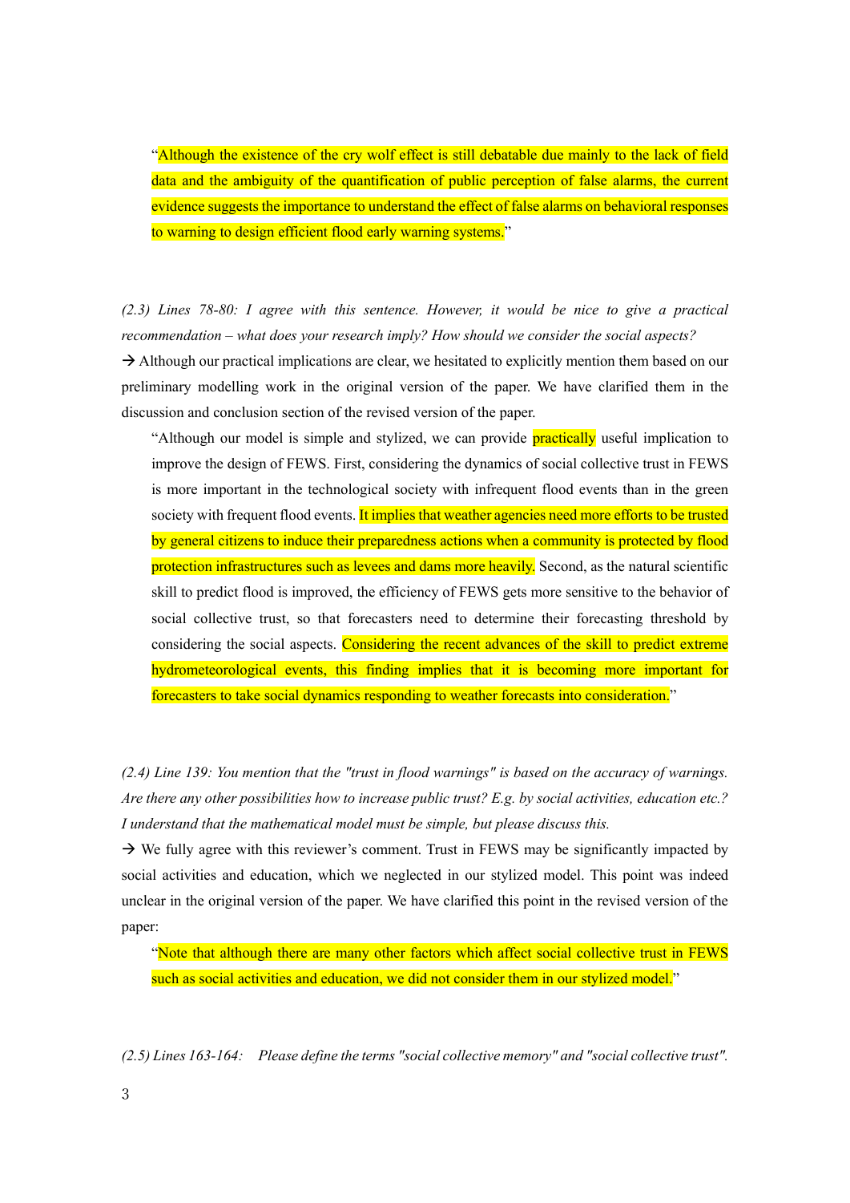"Although the existence of the cry wolf effect is still debatable due mainly to the lack of field data and the ambiguity of the quantification of public perception of false alarms, the current evidence suggests the importance to understand the effect of false alarms on behavioral responses to warning to design efficient flood early warning systems."

*(2.3) Lines 78-80: I agree with this sentence. However, it would be nice to give a practical recommendation – what does your research imply? How should we consider the social aspects?*

→ Although our practical implications are clear, we hesitated to explicitly mention them based on our preliminary modelling work in the original version of the paper. We have clarified them in the discussion and conclusion section of the revised version of the paper.

> "Although our model is simple and stylized, we can provide practically useful implication to improve the design of FEWS. First, considering the dynamics of social collective trust in FEWS is more important in the technological society with infrequent flood events than in the green society with frequent flood events. It implies that weather agencies need more efforts to be trusted by general citizens to induce their preparedness actions when a community is protected by flood protection infrastructures such as levees and dams more heavily. Second, as the natural scientific skill to predict flood is improved, the efficiency of FEWS gets more sensitive to the behavior of social collective trust, so that forecasters need to determine their forecasting threshold by considering the social aspects. Considering the recent advances of the skill to predict extreme hydrometeorological events, this finding implies that it is becoming more important for forecasters to take social dynamics responding to weather forecasts into consideration."

*(2.4) Line 139: You mention that the "trust in flood warnings" is based on the accuracy of warnings. Are there any other possibilities how to increase public trust? E.g. by social activities, education etc.? I understand that the mathematical model must be simple, but please discuss this.*

→ We fully agree with this reviewer's comment. Trust in FEWS may be significantly impacted by social activities and education, which we neglected in our stylized model. This point was indeed unclear in the original version of the paper. We have clarified this point in the revised version of the paper:

> "Note that although there are many other factors which affect social collective trust in FEWS such as social activities and education, we did not consider them in our stylized model."

*(2.5) Lines 163-164: Please define the terms "social collective memory" and "social collective trust".*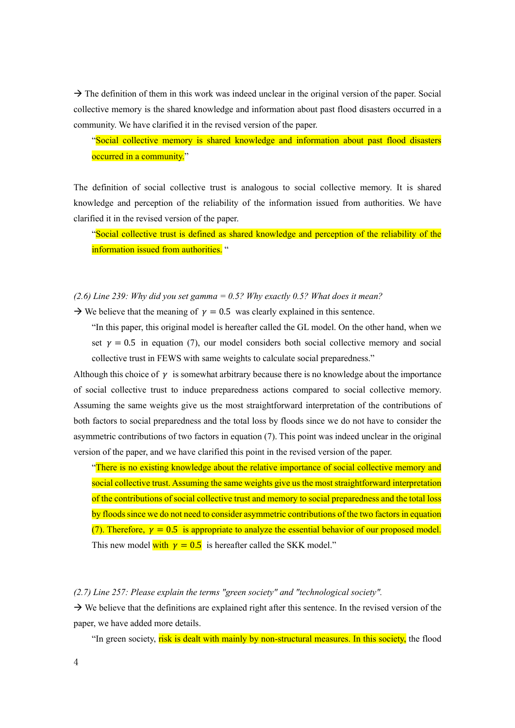→ The definition of them in this work was indeed unclear in the original version of the paper. Social collective memory is the shared knowledge and information about past flood disasters occurred in a community. We have clarified it in the revised version of the paper.

> "Social collective memory is shared knowledge and information about past flood disasters occurred in a community."

The definition of social collective trust is analogous to social collective memory. It is shared knowledge and perception of the reliability of the information issued from authorities. We have clarified it in the revised version of the paper.

> "Social collective trust is defined as shared knowledge and perception of the reliability of the information issued from authorities. "

*(2.6) Line 239: Why did you set gamma = 0.5? Why exactly 0.5? What does it mean?*

→ We believe that the meaning of $\gamma = 0.5$ was clearly explained in this sentence.

> "In this paper, this original model is hereafter called the GL model. On the other hand, when we set $\gamma = 0.5$ in equation (7), our model considers both social collective memory and social collective trust in FEWS with same weights to calculate social preparedness."

Although this choice of $\gamma$ is somewhat arbitrary because there is no knowledge about the importance of social collective trust to induce preparedness actions compared to social collective memory. Assuming the same weights give us the most straightforward interpretation of the contributions of both factors to social preparedness and the total loss by floods since we do not have to consider the asymmetric contributions of two factors in equation (7). This point was indeed unclear in the original version of the paper, and we have clarified this point in the revised version of the paper.

> "There is no existing knowledge about the relative importance of social collective memory and social collective trust. Assuming the same weights give us the most straightforward interpretation of the contributions of social collective trust and memory to social preparedness and the total loss by floods since we do not need to consider asymmetric contributions of the two factors in equation (7). Therefore, $\gamma = 0.5$ is appropriate to analyze the essential behavior of our proposed model. This new model with $\gamma = 0.5$ is hereafter called the SKK model."

*(2.7) Line 257: Please explain the terms "green society" and "technological society".*

→ We believe that the definitions are explained right after this sentence. In the revised version of the paper, we have added more details.

> "In green society, risk is dealt with mainly by non-structural measures. In this society, the flood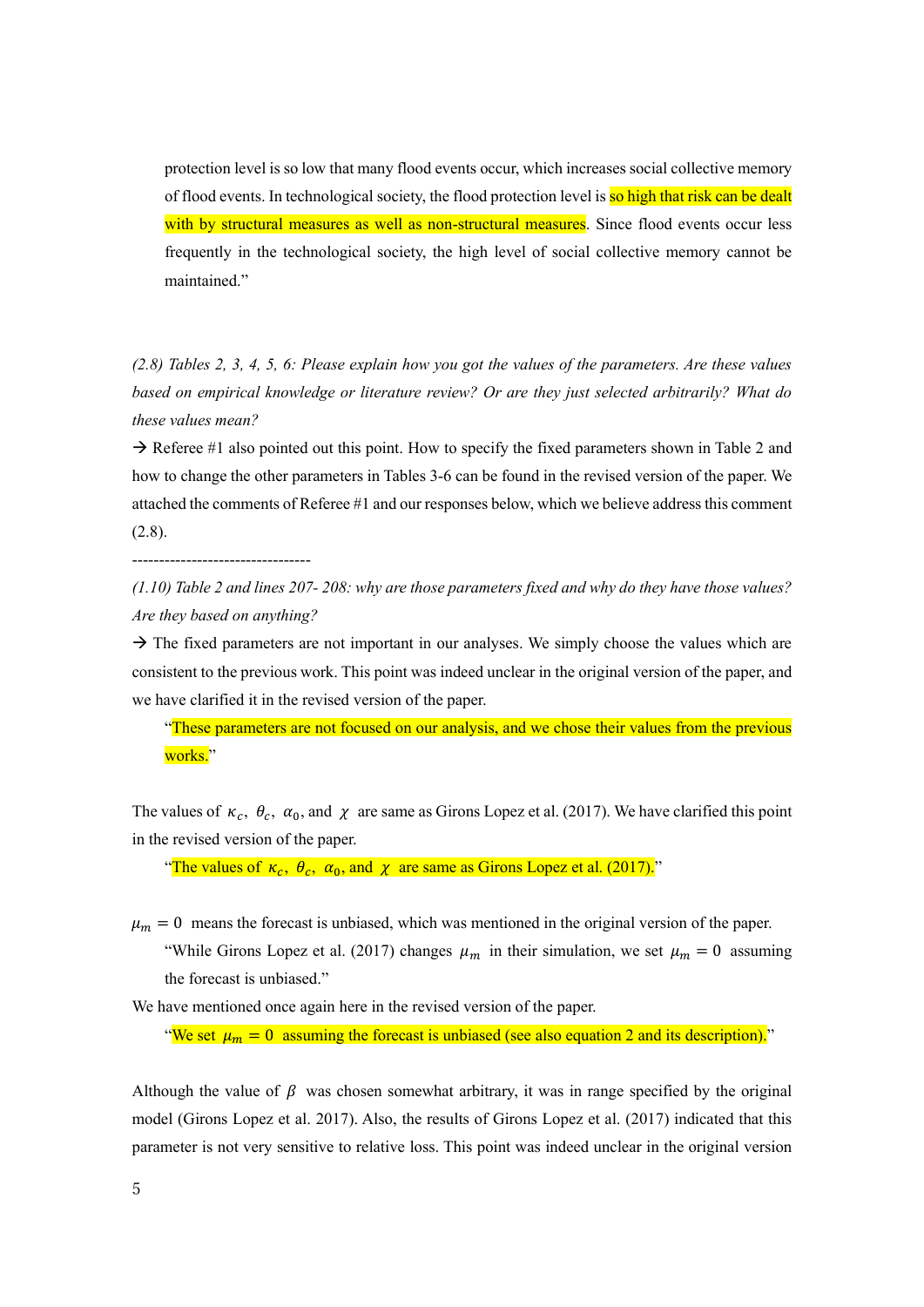protection level is so low that many flood events occur, which increases social collective memory of flood events. In technological society, the flood protection level is so high that risk can be dealt with by structural measures as well as non-structural measures. Since flood events occur less frequently in the technological society, the high level of social collective memory cannot be maintained."

*(2.8) Tables 2, 3, 4, 5, 6: Please explain how you got the values of the parameters. Are these values based on empirical knowledge or literature review? Or are they just selected arbitrarily? What do these values mean?*

→ Referee #1 also pointed out this point. How to specify the fixed parameters shown in Table 2 and how to change the other parameters in Tables 3-6 can be found in the revised version of the paper. We attached the comments of Referee #1 and our responses below, which we believe address this comment (2.8).

---------------------------------

*(1.10) Table 2 and lines 207- 208: why are those parameters fixed and why do they have those values? Are they based on anything?*

→ The fixed parameters are not important in our analyses. We simply choose the values which are consistent to the previous work. This point was indeed unclear in the original version of the paper, and we have clarified it in the revised version of the paper.

> "These parameters are not focused on our analysis, and we chose their values from the previous works."

The values of $\kappa_c$, $\theta_c$, $\alpha_0$, and $\chi$ are same as Girons Lopez et al. (2017). We have clarified this point in the revised version of the paper.

> "The values of $\kappa_c$, $\theta_c$, $\alpha_0$, and $\chi$ are same as Girons Lopez et al. (2017)."

$\mu_m = 0$ means the forecast is unbiased, which was mentioned in the original version of the paper.

> "While Girons Lopez et al. (2017) changes $\mu_m$ in their simulation, we set $\mu_m = 0$ assuming the forecast is unbiased."

We have mentioned once again here in the revised version of the paper.

> "We set $\mu_m = 0$ assuming the forecast is unbiased (see also equation 2 and its description)."

Although the value of $\beta$ was chosen somewhat arbitrary, it was in range specified by the original model (Girons Lopez et al. 2017). Also, the results of Girons Lopez et al. (2017) indicated that this parameter is not very sensitive to relative loss. This point was indeed unclear in the original version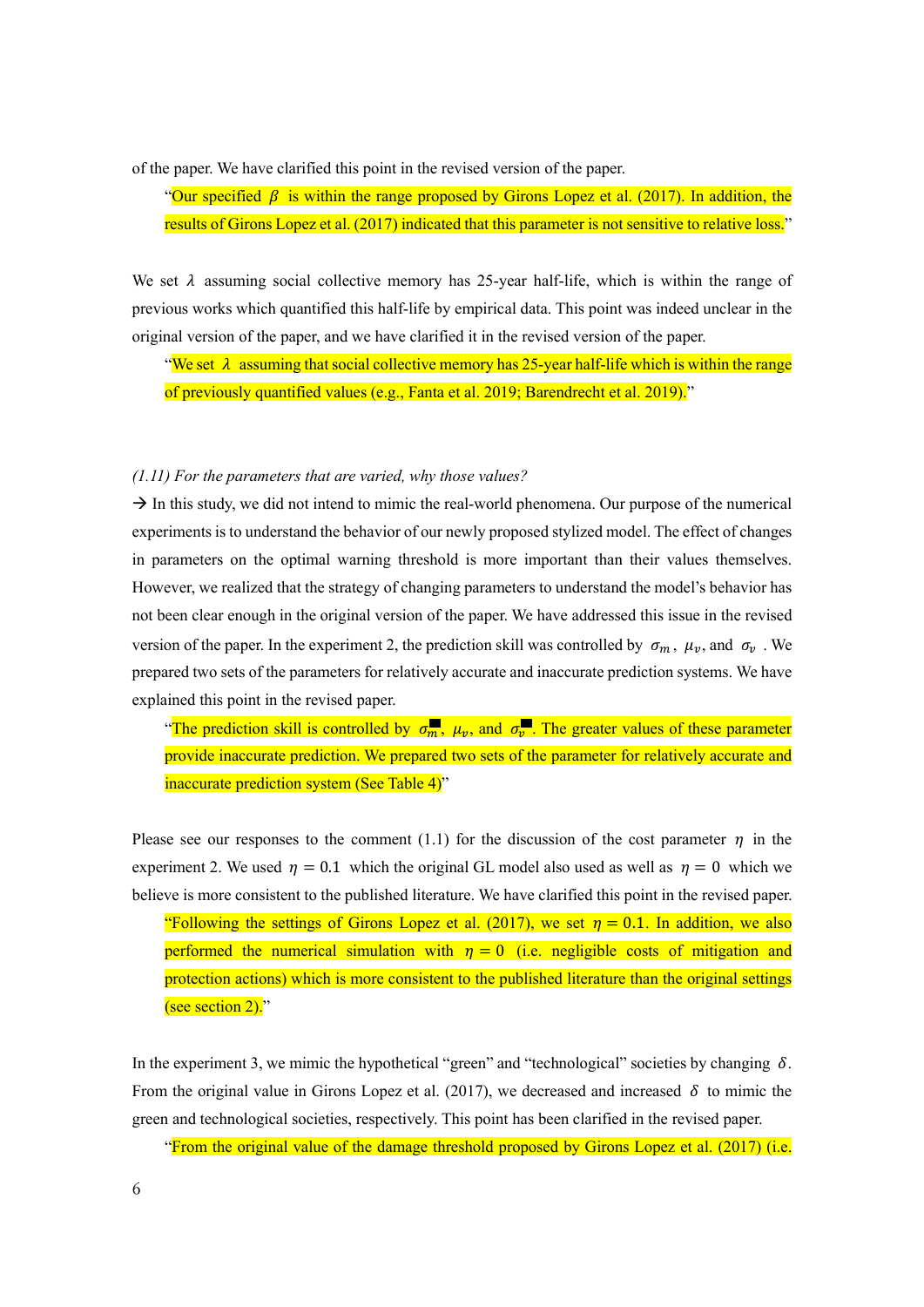of the paper. We have clarified this point in the revised version of the paper.

> "Our specified $\beta$ is within the range proposed by Girons Lopez et al. (2017). In addition, the results of Girons Lopez et al. (2017) indicated that this parameter is not sensitive to relative loss."

We set $\lambda$ assuming social collective memory has 25-year half-life, which is within the range of previous works which quantified this half-life by empirical data. This point was indeed unclear in the original version of the paper, and we have clarified it in the revised version of the paper.

> "We set $\lambda$ assuming that social collective memory has 25-year half-life which is within the range of previously quantified values (e.g., Fanta et al. 2019; Barendrecht et al. 2019)."

*(1.11) For the parameters that are varied, why those values?*

→ In this study, we did not intend to mimic the real-world phenomena. Our purpose of the numerical experiments is to understand the behavior of our newly proposed stylized model. The effect of changes in parameters on the optimal warning threshold is more important than their values themselves. However, we realized that the strategy of changing parameters to understand the model's behavior has not been clear enough in the original version of the paper. We have addressed this issue in the revised version of the paper. In the experiment 2, the prediction skill was controlled by $\sigma_m$, $\mu_v$, and $\sigma_v$. We prepared two sets of the parameters for relatively accurate and inaccurate prediction systems. We have explained this point in the revised paper.

> "The prediction skill is controlled by $\sigma_m$, $\mu_v$, and $\sigma_v$. The greater values of these parameter provide inaccurate prediction. We prepared two sets of the parameter for relatively accurate and inaccurate prediction system (See Table 4)"

Please see our responses to the comment (1.1) for the discussion of the cost parameter $\eta$ in the experiment 2. We used $\eta = 0.1$ which the original GL model also used as well as $\eta = 0$ which we believe is more consistent to the published literature. We have clarified this point in the revised paper.

> "Following the settings of Girons Lopez et al. (2017), we set $\eta = 0.1$. In addition, we also performed the numerical simulation with $\eta = 0$ (i.e. negligible costs of mitigation and protection actions) which is more consistent to the published literature than the original settings (see section 2)."

In the experiment 3, we mimic the hypothetical "green" and "technological" societies by changing $\delta$. From the original value in Girons Lopez et al. (2017), we decreased and increased $\delta$ to mimic the green and technological societies, respectively. This point has been clarified in the revised paper.

> "From the original value of the damage threshold proposed by Girons Lopez et al. (2017) (i.e.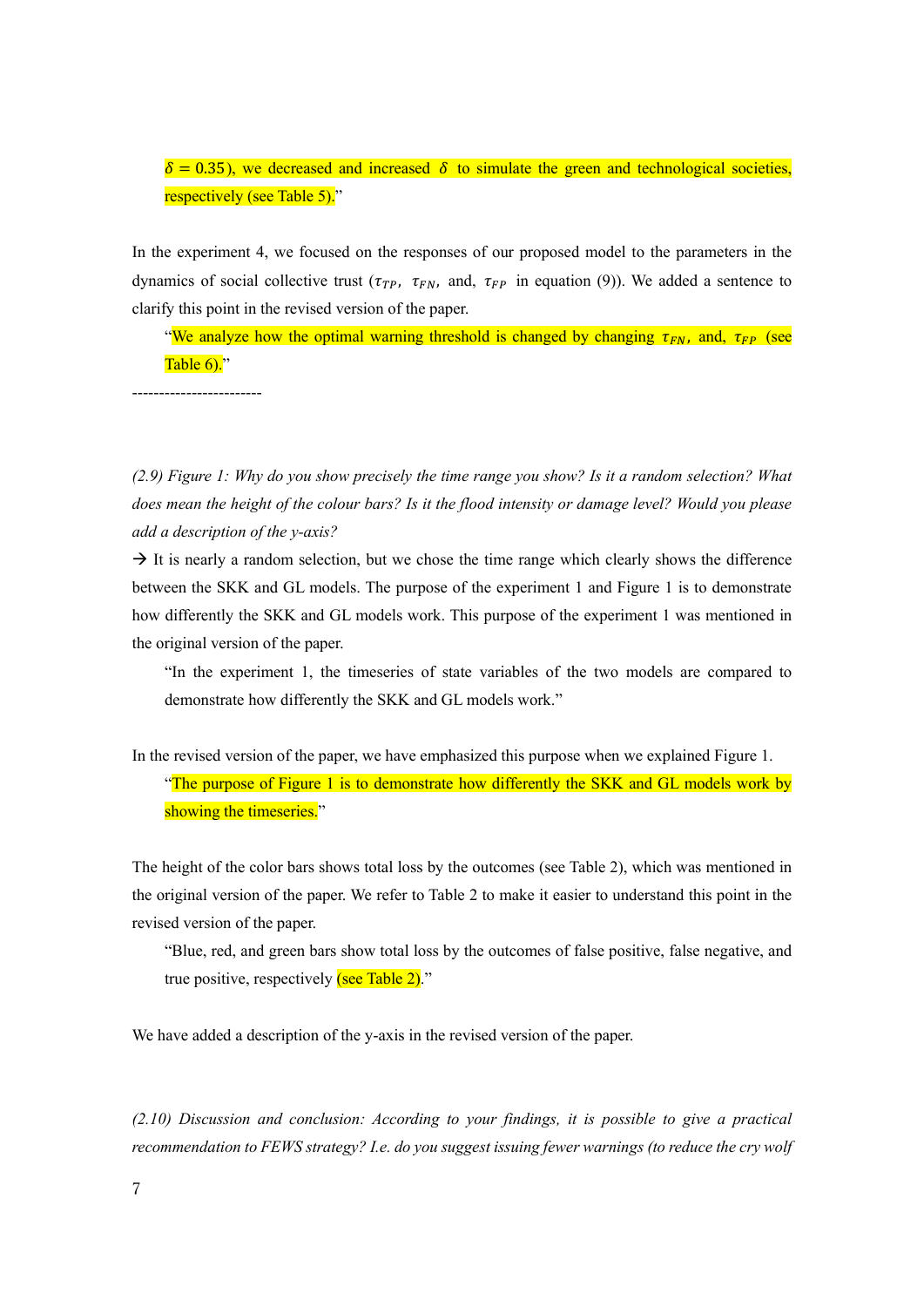$\delta = 0.35$), we decreased and increased $\delta$ to simulate the green and technological societies, respectively (see Table 5)."

In the experiment 4, we focused on the responses of our proposed model to the parameters in the dynamics of social collective trust ($\tau_{TP}$, $\tau_{FN}$, and, $\tau_{FP}$ in equation (9)). We added a sentence to clarify this point in the revised version of the paper.

> "We analyze how the optimal warning threshold is changed by changing $\tau_{FN}$, and, $\tau_{FP}$ (see Table 6)."

------------------------

*(2.9) Figure 1: Why do you show precisely the time range you show? Is it a random selection? What does mean the height of the colour bars? Is it the flood intensity or damage level? Would you please add a description of the y-axis?*

→ It is nearly a random selection, but we chose the time range which clearly shows the difference between the SKK and GL models. The purpose of the experiment 1 and Figure 1 is to demonstrate how differently the SKK and GL models work. This purpose of the experiment 1 was mentioned in the original version of the paper.

> "In the experiment 1, the timeseries of state variables of the two models are compared to demonstrate how differently the SKK and GL models work."

In the revised version of the paper, we have emphasized this purpose when we explained Figure 1.

> "The purpose of Figure 1 is to demonstrate how differently the SKK and GL models work by showing the timeseries."

The height of the color bars shows total loss by the outcomes (see Table 2), which was mentioned in the original version of the paper. We refer to Table 2 to make it easier to understand this point in the revised version of the paper.

> "Blue, red, and green bars show total loss by the outcomes of false positive, false negative, and true positive, respectively (see Table 2)."

We have added a description of the y-axis in the revised version of the paper.

*(2.10) Discussion and conclusion: According to your findings, it is possible to give a practical recommendation to FEWS strategy? I.e. do you suggest issuing fewer warnings (to reduce the cry wolf*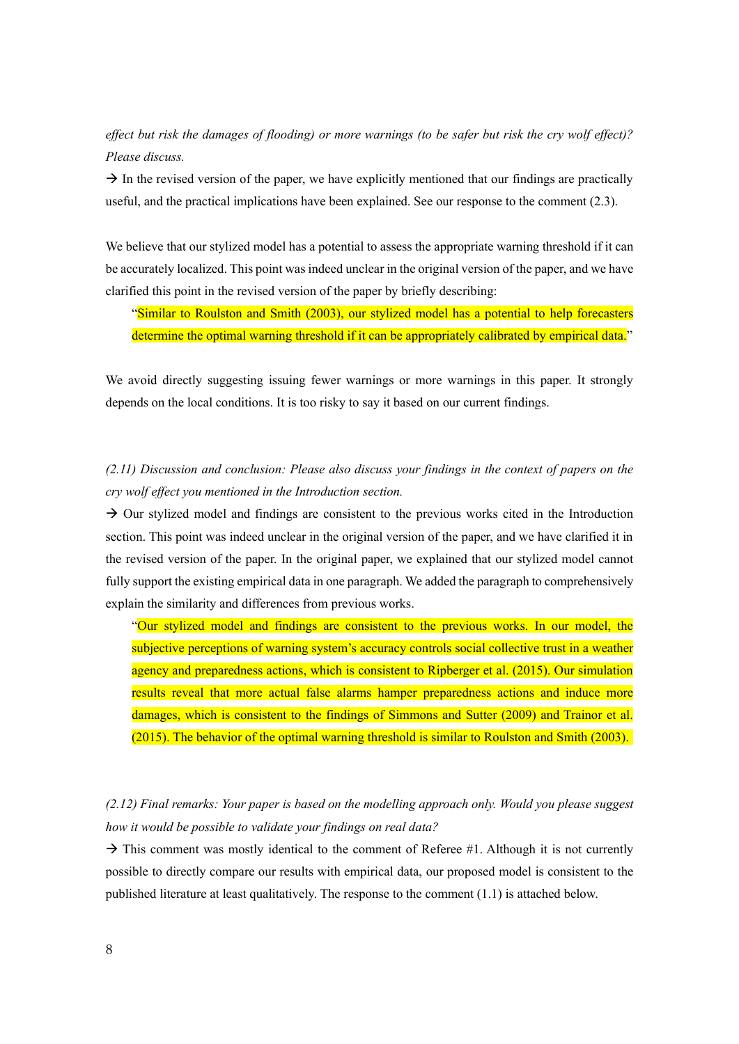*effect but risk the damages of flooding) or more warnings (to be safer but risk the cry wolf effect)? Please discuss.*

→ In the revised version of the paper, we have explicitly mentioned that our findings are practically useful, and the practical implications have been explained. See our response to the comment (2.3).

We believe that our stylized model has a potential to assess the appropriate warning threshold if it can be accurately localized. This point was indeed unclear in the original version of the paper, and we have clarified this point in the revised version of the paper by briefly describing:

> "Similar to Roulston and Smith (2003), our stylized model has a potential to help forecasters determine the optimal warning threshold if it can be appropriately calibrated by empirical data."

We avoid directly suggesting issuing fewer warnings or more warnings in this paper. It strongly depends on the local conditions. It is too risky to say it based on our current findings.

*(2.11) Discussion and conclusion: Please also discuss your findings in the context of papers on the cry wolf effect you mentioned in the Introduction section.*

→ Our stylized model and findings are consistent to the previous works cited in the Introduction section. This point was indeed unclear in the original version of the paper, and we have clarified it in the revised version of the paper. In the original paper, we explained that our stylized model cannot fully support the existing empirical data in one paragraph. We added the paragraph to comprehensively explain the similarity and differences from previous works.

> "Our stylized model and findings are consistent to the previous works. In our model, the subjective perceptions of warning system's accuracy controls social collective trust in a weather agency and preparedness actions, which is consistent to Ripberger et al. (2015). Our simulation results reveal that more actual false alarms hamper preparedness actions and induce more damages, which is consistent to the findings of Simmons and Sutter (2009) and Trainor et al. (2015). The behavior of the optimal warning threshold is similar to Roulston and Smith (2003).

*(2.12) Final remarks: Your paper is based on the modelling approach only. Would you please suggest how it would be possible to validate your findings on real data?*

→ This comment was mostly identical to the comment of Referee #1. Although it is not currently possible to directly compare our results with empirical data, our proposed model is consistent to the published literature at least qualitatively. The response to the comment (1.1) is attached below.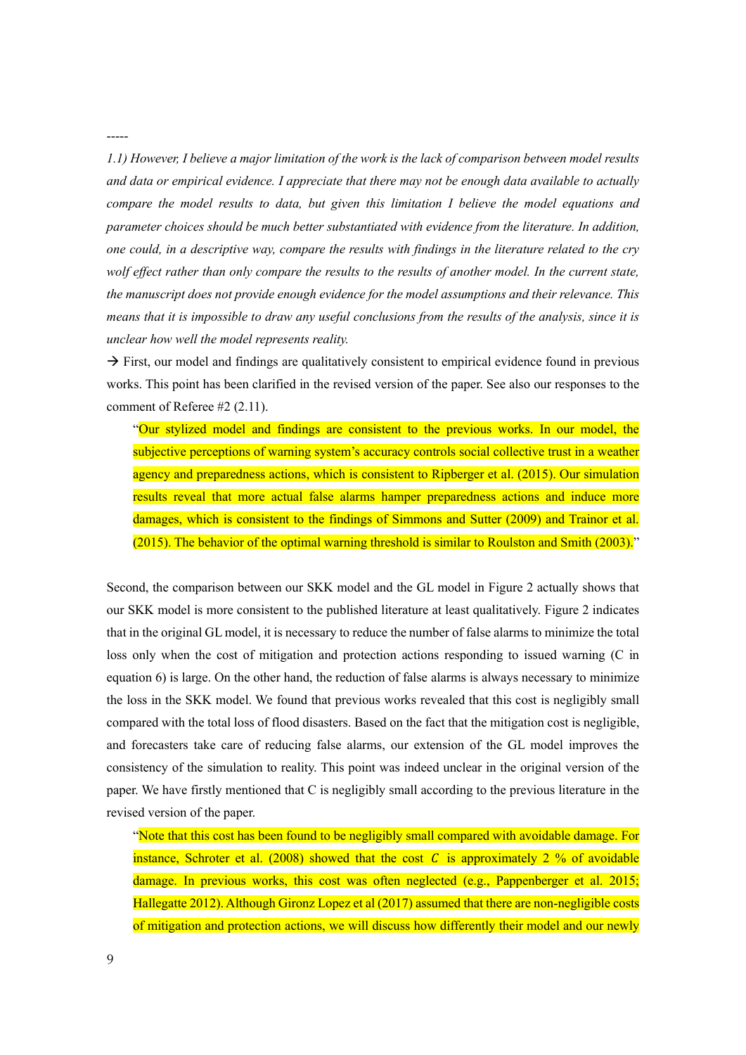-----

*1.1) However, I believe a major limitation of the work is the lack of comparison between model results and data or empirical evidence. I appreciate that there may not be enough data available to actually compare the model results to data, but given this limitation I believe the model equations and parameter choices should be much better substantiated with evidence from the literature. In addition, one could, in a descriptive way, compare the results with findings in the literature related to the cry wolf effect rather than only compare the results to the results of another model. In the current state, the manuscript does not provide enough evidence for the model assumptions and their relevance. This means that it is impossible to draw any useful conclusions from the results of the analysis, since it is unclear how well the model represents reality.*

→ First, our model and findings are qualitatively consistent to empirical evidence found in previous works. This point has been clarified in the revised version of the paper. See also our responses to the comment of Referee #2 (2.11).

> "Our stylized model and findings are consistent to the previous works. In our model, the subjective perceptions of warning system's accuracy controls social collective trust in a weather agency and preparedness actions, which is consistent to Ripberger et al. (2015). Our simulation results reveal that more actual false alarms hamper preparedness actions and induce more damages, which is consistent to the findings of Simmons and Sutter (2009) and Trainor et al. (2015). The behavior of the optimal warning threshold is similar to Roulston and Smith (2003)."

Second, the comparison between our SKK model and the GL model in Figure 2 actually shows that our SKK model is more consistent to the published literature at least qualitatively. Figure 2 indicates that in the original GL model, it is necessary to reduce the number of false alarms to minimize the total loss only when the cost of mitigation and protection actions responding to issued warning (C in equation 6) is large. On the other hand, the reduction of false alarms is always necessary to minimize the loss in the SKK model. We found that previous works revealed that this cost is negligibly small compared with the total loss of flood disasters. Based on the fact that the mitigation cost is negligible, and forecasters take care of reducing false alarms, our extension of the GL model improves the consistency of the simulation to reality. This point was indeed unclear in the original version of the paper. We have firstly mentioned that C is negligibly small according to the previous literature in the revised version of the paper.

> "Note that this cost has been found to be negligibly small compared with avoidable damage. For instance, Schroter et al. (2008) showed that the cost $C$ is approximately 2 % of avoidable damage. In previous works, this cost was often neglected (e.g., Pappenberger et al. 2015; Hallegatte 2012). Although Gironz Lopez et al (2017) assumed that there are non-negligible costs of mitigation and protection actions, we will discuss how differently their model and our newly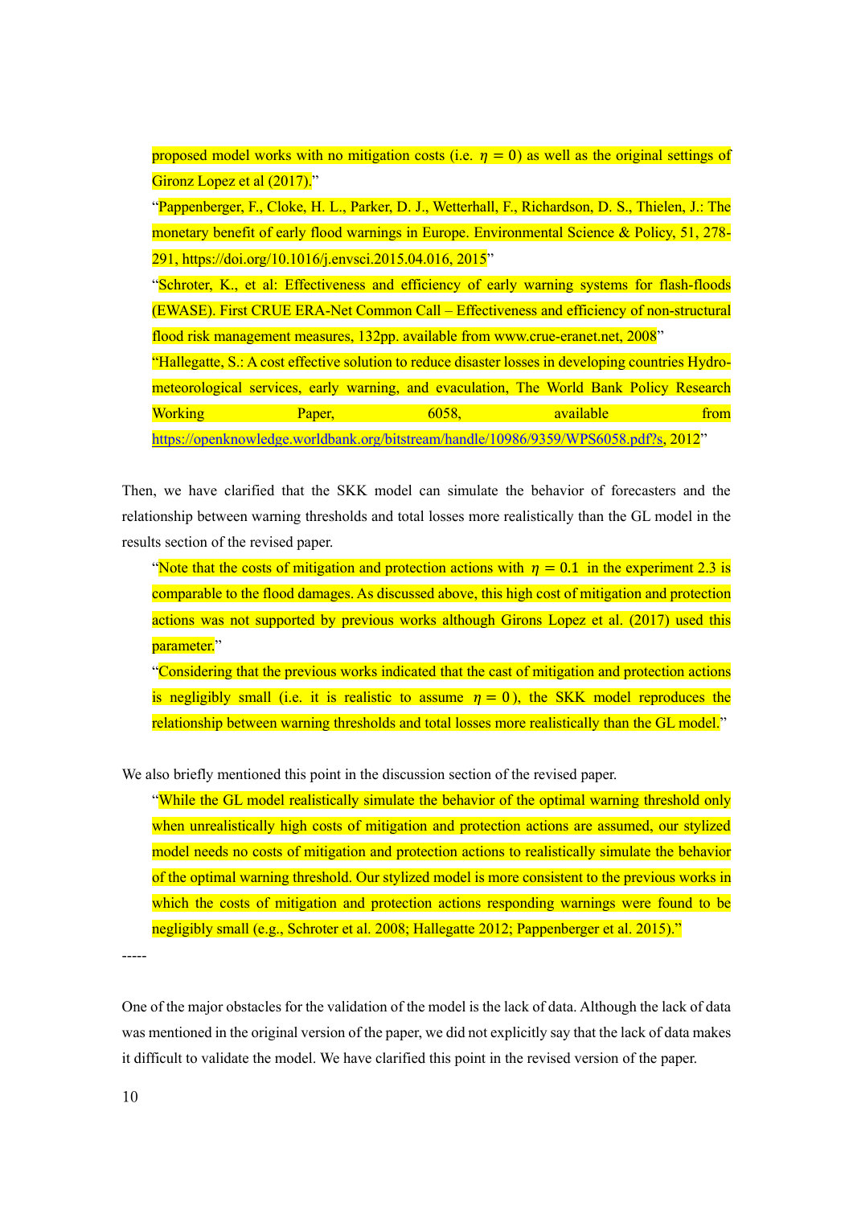> proposed model works with no mitigation costs (i.e. $\eta = 0$) as well as the original settings of Gironz Lopez et al (2017)."
>
> "Pappenberger, F., Cloke, H. L., Parker, D. J., Wetterhall, F., Richardson, D. S., Thielen, J.: The monetary benefit of early flood warnings in Europe. Environmental Science & Policy, 51, 278-291, https://doi.org/10.1016/j.envsci.2015.04.016, 2015"
>
> "Schroter, K., et al: Effectiveness and efficiency of early warning systems for flash-floods (EWASE). First CRUE ERA-Net Common Call – Effectiveness and efficiency of non-structural flood risk management measures, 132pp. available from www.crue-eranet.net, 2008"
>
> "Hallegatte, S.: A cost effective solution to reduce disaster losses in developing countries Hydro-meteorological services, early warning, and evaculation, The World Bank Policy Research Working Paper, 6058, available from https://openknowledge.worldbank.org/bitstream/handle/10986/9359/WPS6058.pdf?s, 2012"

Then, we have clarified that the SKK model can simulate the behavior of forecasters and the relationship between warning thresholds and total losses more realistically than the GL model in the results section of the revised paper.

> "Note that the costs of mitigation and protection actions with $\eta = 0.1$ in the experiment 2.3 is comparable to the flood damages. As discussed above, this high cost of mitigation and protection actions was not supported by previous works although Girons Lopez et al. (2017) used this parameter."
>
> "Considering that the previous works indicated that the cast of mitigation and protection actions is negligibly small (i.e. it is realistic to assume $\eta = 0$), the SKK model reproduces the relationship between warning thresholds and total losses more realistically than the GL model."

We also briefly mentioned this point in the discussion section of the revised paper.

> "While the GL model realistically simulate the behavior of the optimal warning threshold only when unrealistically high costs of mitigation and protection actions are assumed, our stylized model needs no costs of mitigation and protection actions to realistically simulate the behavior of the optimal warning threshold. Our stylized model is more consistent to the previous works in which the costs of mitigation and protection actions responding warnings were found to be negligibly small (e.g., Schroter et al. 2008; Hallegatte 2012; Pappenberger et al. 2015)."

-----

One of the major obstacles for the validation of the model is the lack of data. Although the lack of data was mentioned in the original version of the paper, we did not explicitly say that the lack of data makes it difficult to validate the model. We have clarified this point in the revised version of the paper.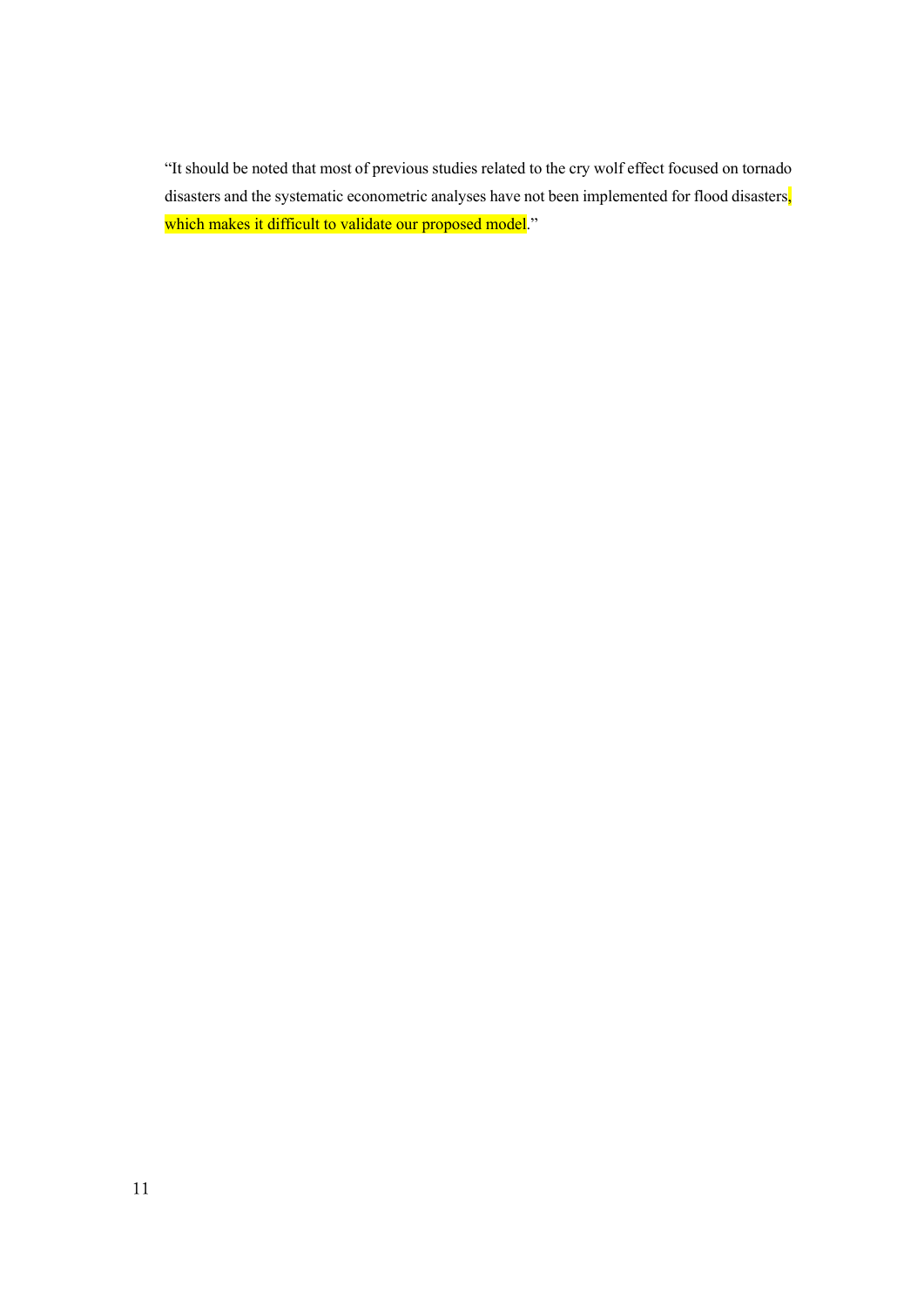"It should be noted that most of previous studies related to the cry wolf effect focused on tornado disasters and the systematic econometric analyses have not been implemented for flood disasters, which makes it difficult to validate our proposed model."